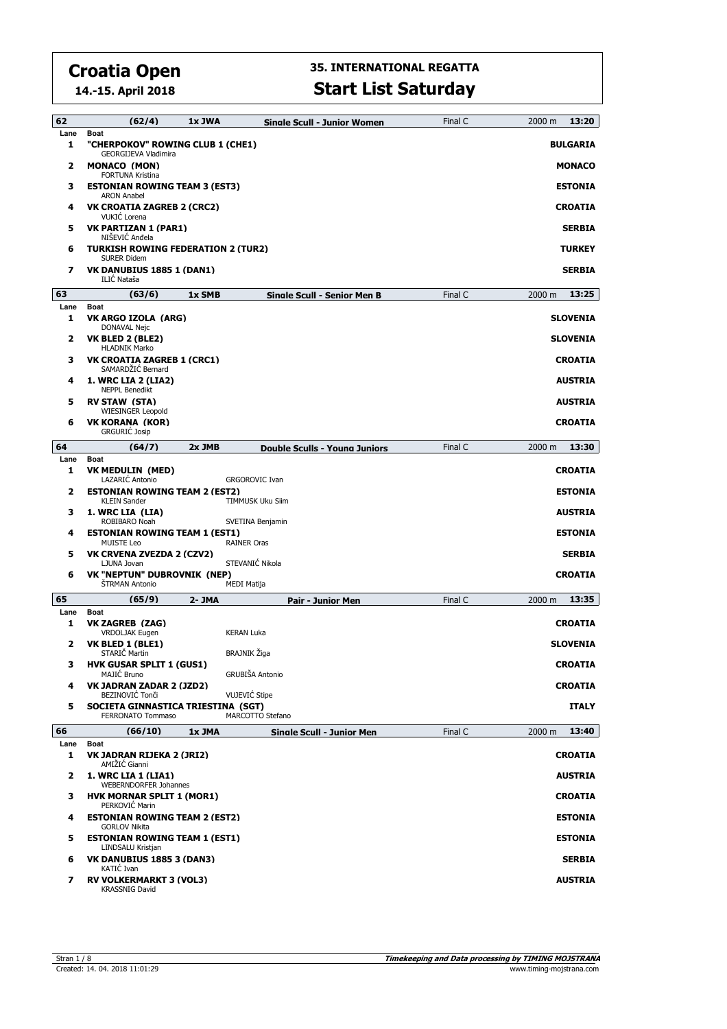# Croatia Open

**14.-15. April 2018**

## 35. INTERNATIONAL REGATTA

## Start List Saturday

**62** | (62/4) | 1x JWA | **Single Scull - Junior Women** | Final C | 2000 m | **13:20**

| Lane | Boat | Country |
|---|---|---|
| 1 | **"CHERPOKOV" ROWING CLUB 1 (CHE1)**<br>GEORGIJEVA Vladimira | **BULGARIA** |
| 2 | **MONACO (MON)**<br>FORTUNA Kristina | **MONACO** |
| 3 | **ESTONIAN ROWING TEAM 3 (EST3)**<br>ARON Anabel | **ESTONIA** |
| 4 | **VK CROATIA ZAGREB 2 (CRC2)**<br>VUKIĆ Lorena | **CROATIA** |
| 5 | **VK PARTIZAN 1 (PAR1)**<br>NIŠEVIĆ Anđela | **SERBIA** |
| 6 | **TURKISH ROWING FEDERATION 2 (TUR2)**<br>SURER Didem | **TURKEY** |
| 7 | **VK DANUBIUS 1885 1 (DAN1)**<br>ILIĆ Nataša | **SERBIA** |

**63** | (63/6) | 1x SMB | **Single Scull - Senior Men B** | Final C | 2000 m | **13:25**

| Lane | Boat | Country |
|---|---|---|
| 1 | **VK ARGO IZOLA (ARG)**<br>DONAVAL Nejc | **SLOVENIA** |
| 2 | **VK BLED 2 (BLE2)**<br>HLADNIK Marko | **SLOVENIA** |
| 3 | **VK CROATIA ZAGREB 1 (CRC1)**<br>SAMARDŽIĆ Bernard | **CROATIA** |
| 4 | **1. WRC LIA 2 (LIA2)**<br>NEPPL Benedikt | **AUSTRIA** |
| 5 | **RV STAW (STA)**<br>WIESINGER Leopold | **AUSTRIA** |
| 6 | **VK KORANA (KOR)**<br>GRGURIĆ Josip | **CROATIA** |

**64** | (64/7) | 2x JMB | **Double Sculls - Young Juniors** | Final C | 2000 m | **13:30**

| Lane | Boat | | Country |
|---|---|---|---|
| 1 | **VK MEDULIN (MED)**<br>LAZARIĆ Antonio | GRGOROVIC Ivan | **CROATIA** |
| 2 | **ESTONIAN ROWING TEAM 2 (EST2)**<br>KLEIN Sander | TIMMUSK Uku Siim | **ESTONIA** |
| 3 | **1. WRC LIA (LIA)**<br>ROBIBARO Noah | SVETINA Benjamin | **AUSTRIA** |
| 4 | **ESTONIAN ROWING TEAM 1 (EST1)**<br>MUISTE Leo | RAINER Oras | **ESTONIA** |
| 5 | **VK CRVENA ZVEZDA 2 (CZV2)**<br>LJUNA Jovan | STEVANIĆ Nikola | **SERBIA** |
| 6 | **VK "NEPTUN" DUBROVNIK (NEP)**<br>ŠTRMAN Antonio | MEDI Matija | **CROATIA** |

**65** | (65/9) | 2- JMA | **Pair - Junior Men** | Final C | 2000 m | **13:35**

| Lane | Boat | | Country |
|---|---|---|---|
| 1 | **VK ZAGREB (ZAG)**<br>VRDOLJAK Eugen | KERAN Luka | **CROATIA** |
| 2 | **VK BLED 1 (BLE1)**<br>STARIČ Martin | BRAJNIK Žiga | **SLOVENIA** |
| 3 | **HVK GUSAR SPLIT 1 (GUS1)**<br>MAJIĆ Bruno | GRUBIŠA Antonio | **CROATIA** |
| 4 | **VK JADRAN ZADAR 2 (JZD2)**<br>BEZINOVIĆ Tonči | VUJEVIĆ Stipe | **CROATIA** |
| 5 | **SOCIETA GINNASTICA TRIESTINA (SGT)**<br>FERRONATO Tommaso | MARCOTTO Stefano | **ITALY** |

**66** | (66/10) | 1x JMA | **Single Scull - Junior Men** | Final C | 2000 m | **13:40**

| Lane | Boat | Country |
|---|---|---|
| 1 | **VK JADRAN RIJEKA 2 (JRI2)**<br>AMIŽIĆ Gianni | **CROATIA** |
| 2 | **1. WRC LIA 1 (LIA1)**<br>WEBERNDORFER Johannes | **AUSTRIA** |
| 3 | **HVK MORNAR SPLIT 1 (MOR1)**<br>PERKOVIĆ Marin | **CROATIA** |
| 4 | **ESTONIAN ROWING TEAM 2 (EST2)**<br>GORLOV Nikita | **ESTONIA** |
| 5 | **ESTONIAN ROWING TEAM 1 (EST1)**<br>LINDSALU Kristjan | **ESTONIA** |
| 6 | **VK DANUBIUS 1885 3 (DAN3)**<br>KATIĆ Ivan | **SERBIA** |
| 7 | **RV VOLKERMARKT 3 (VOL3)**<br>KRASSNIG David | **AUSTRIA** |

Created: 14. 04. 2018 11:01:29

**Timekeeping and Data processing by TIMING MOJSTRANA**
www.timing-mojstrana.com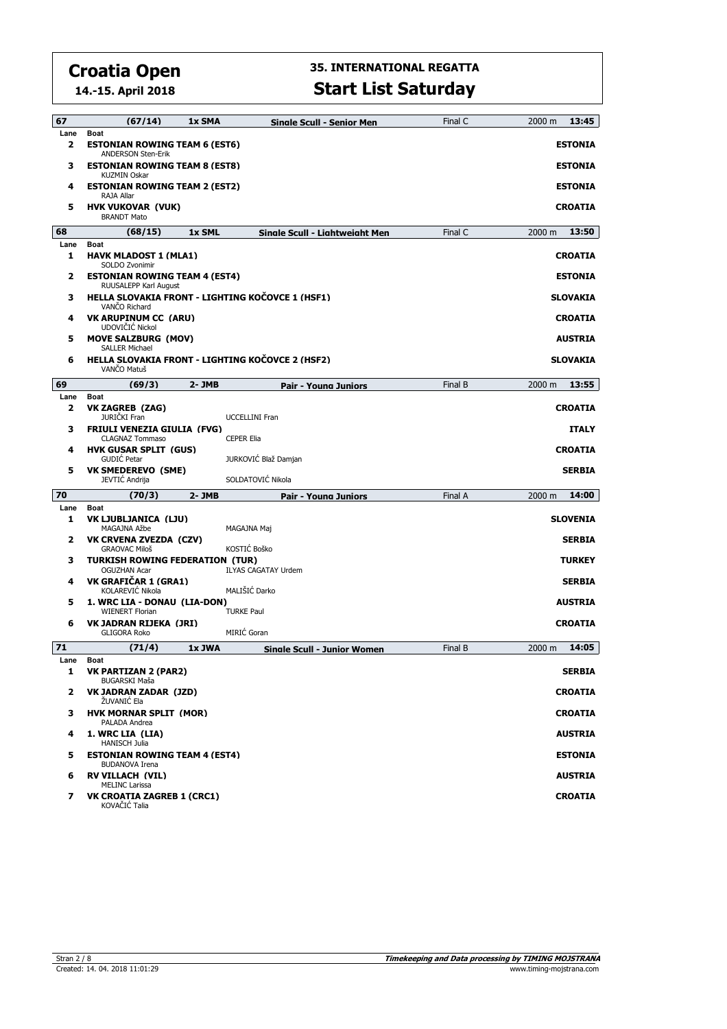# Croatia Open

**14.-15. April 2018**

## 35. INTERNATIONAL REGATTA

## Start List Saturday

**67** | **(67/14)** | **1x SMA** | **Single Scull - Senior Men** | Final C | 2000 m | **13:45**

| Lane | Boat | | Country |
|---|---|---|---|
| 2 | **ESTONIAN ROWING TEAM 6 (EST6)**<br>ANDERSON Sten-Erik | | **ESTONIA** |
| 3 | **ESTONIAN ROWING TEAM 8 (EST8)**<br>KUZMIN Oskar | | **ESTONIA** |
| 4 | **ESTONIAN ROWING TEAM 2 (EST2)**<br>RAJA Allar | | **ESTONIA** |
| 5 | **HVK VUKOVAR (VUK)**<br>BRANDT Mato | | **CROATIA** |

**68** | **(68/15)** | **1x SML** | **Single Scull - Lightweight Men** | Final C | 2000 m | **13:50**

| Lane | Boat | | Country |
|---|---|---|---|
| 1 | **HAVK MLADOST 1 (MLA1)**<br>SOLDO Zvonimir | | **CROATIA** |
| 2 | **ESTONIAN ROWING TEAM 4 (EST4)**<br>RUUSALEPP Karl August | | **ESTONIA** |
| 3 | **HELLA SLOVAKIA FRONT - LIGHTING KOČOVCE 1 (HSF1)**<br>VANČO Richard | | **SLOVAKIA** |
| 4 | **VK ARUPINUM CC (ARU)**<br>UDOVIČIĆ Nickol | | **CROATIA** |
| 5 | **MOVE SALZBURG (MOV)**<br>SALLER Michael | | **AUSTRIA** |
| 6 | **HELLA SLOVAKIA FRONT - LIGHTING KOČOVCE 2 (HSF2)**<br>VANČO Matuš | | **SLOVAKIA** |

**69** | **(69/3)** | **2- JMB** | **Pair - Young Juniors** | Final B | 2000 m | **13:55**

| Lane | Boat | | Country |
|---|---|---|---|
| 2 | **VK ZAGREB (ZAG)**<br>JURIČKI Fran | UCCELLINI Fran | **CROATIA** |
| 3 | **FRIULI VENEZIA GIULIA (FVG)**<br>CLAGNAZ Tommaso | CEPER Elia | **ITALY** |
| 4 | **HVK GUSAR SPLIT (GUS)**<br>GUDIĆ Petar | JURKOVIĆ Blaž Damjan | **CROATIA** |
| 5 | **VK SMEDEREVO (SME)**<br>JEVTIĆ Andrija | SOLDATOVIĆ Nikola | **SERBIA** |

**70** | **(70/3)** | **2- JMB** | **Pair - Young Juniors** | Final A | 2000 m | **14:00**

| Lane | Boat | | Country |
|---|---|---|---|
| 1 | **VK LJUBLJANICA (LJU)**<br>MAGAJNA Ažbe | MAGAJNA Maj | **SLOVENIA** |
| 2 | **VK CRVENA ZVEZDA (CZV)**<br>GRAOVAC Miloš | KOSTIĆ Boško | **SERBIA** |
| 3 | **TURKISH ROWING FEDERATION (TUR)**<br>OGUZHAN Acar | ILYAS CAGATAY Urdem | **TURKEY** |
| 4 | **VK GRAFIČAR 1 (GRA1)**<br>KOLAREVIĆ Nikola | MALIŠIĆ Darko | **SERBIA** |
| 5 | **1. WRC LIA - DONAU (LIA-DON)**<br>WIENERT Florian | TURKE Paul | **AUSTRIA** |
| 6 | **VK JADRAN RIJEKA (JRI)**<br>GLIGORA Roko | MIRIĆ Goran | **CROATIA** |

**71** | **(71/4)** | **1x JWA** | **Single Scull - Junior Women** | Final B | 2000 m | **14:05**

| Lane | Boat | | Country |
|---|---|---|---|
| 1 | **VK PARTIZAN 2 (PAR2)**<br>BUGARSKI Maša | | **SERBIA** |
| 2 | **VK JADRAN ZADAR (JZD)**<br>ŽUVANIĆ Ela | | **CROATIA** |
| 3 | **HVK MORNAR SPLIT (MOR)**<br>PALADA Andrea | | **CROATIA** |
| 4 | **1. WRC LIA (LIA)**<br>HANISCH Julia | | **AUSTRIA** |
| 5 | **ESTONIAN ROWING TEAM 4 (EST4)**<br>BUDANOVA Irena | | **ESTONIA** |
| 6 | **RV VILLACH (VIL)**<br>MELINC Larissa | | **AUSTRIA** |
| 7 | **VK CROATIA ZAGREB 1 (CRC1)**<br>KOVAČIĆ Talia | | **CROATIA** |

Created: 14. 04. 2018 11:01:29

**Timekeeping and Data processing by TIMING MOJSTRANA**
www.timing-mojstrana.com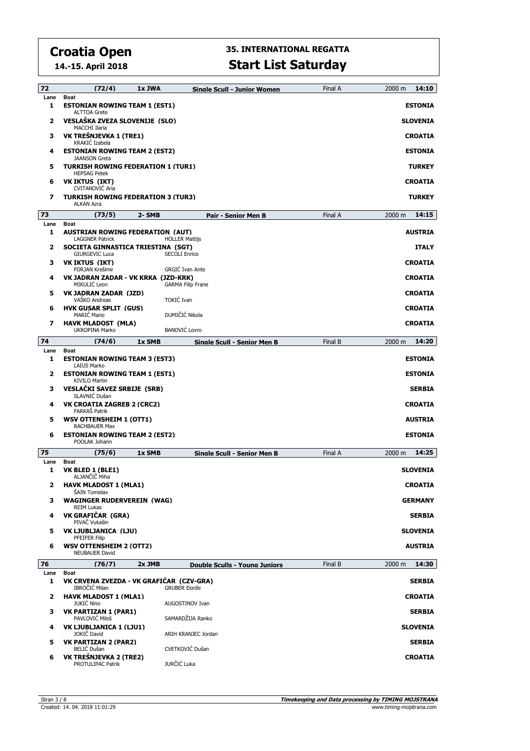# Croatia Open

**14.-15. April 2018**

## 35. INTERNATIONAL REGATTA

## Start List Saturday

| 72 | (72/4) | 1x JWA | Single Scull - Junior Women | Final A | 2000 m | 14:10 |
|---|---|---|---|---|---|---|
| Lane | Boat | | | | | |
| 1 | **ESTONIAN ROWING TEAM 1 (EST1)** ALTTOA Grete | | | | | **ESTONIA** |
| 2 | **VESLAŠKA ZVEZA SLOVENIJE (SLO)** MACCHI Ilaria | | | | | **SLOVENIA** |
| 3 | **VK TREŠNJEVKA 1 (TRE1)** KRAKIĆ Izabela | | | | | **CROATIA** |
| 4 | **ESTONIAN ROWING TEAM 2 (EST2)** JAANSON Greta | | | | | **ESTONIA** |
| 5 | **TURKISH ROWING FEDERATION 1 (TUR1)** HEPSAG Petek | | | | | **TURKEY** |
| 6 | **VK IKTUS (IKT)** CVITANOVIĆ Aria | | | | | **CROATIA** |
| 7 | **TURKISH ROWING FEDERATION 3 (TUR3)** ALKAN Azra | | | | | **TURKEY** |

| 73 | (73/5) | 2- SMB | Pair - Senior Men B | Final A | 2000 m | 14:15 |
|---|---|---|---|---|---|---|
| Lane | Boat | | | | | |
| 1 | **AUSTRIAN ROWING FEDERATION (AUT)** LAGGNER Patrick | HOLLER Mattijs | | | | **AUSTRIA** |
| 2 | **SOCIETA GINNASTICA TRIESTINA (SGT)** GIURGEVIC Luca | SECOLI Enrico | | | | **ITALY** |
| 3 | **VK IKTUS (IKT)** FORJAN Krešimir | GRGIĆ Ivan Ante | | | | **CROATIA** |
| 4 | **VK JADRAN ZADAR - VK KRKA (JZD-KRK)** MIKULIĆ Leon | GARMA Filip Frane | | | | **CROATIA** |
| 5 | **VK JADRAN ZADAR (JZD)** VAŠKO Andreas | TOKIĆ Ivan | | | | **CROATIA** |
| 6 | **HVK GUSAR SPLIT (GUS)** MARIĆ Mario | DUMIČIĆ Nikola | | | | **CROATIA** |
| 7 | **HAVK MLADOST (MLA)** UKROPINA Marko | BANOVIĆ Lovro | | | | **CROATIA** |

| 74 | (74/6) | 1x SMB | Single Scull - Senior Men B | Final B | 2000 m | 14:20 |
|---|---|---|---|---|---|---|
| Lane | Boat | | | | | |
| 1 | **ESTONIAN ROWING TEAM 3 (EST3)** LAIUS Marko | | | | | **ESTONIA** |
| 2 | **ESTONIAN ROWING TEAM 1 (EST1)** KIVILO Martin | | | | | **ESTONIA** |
| 3 | **VESLAČKI SAVEZ SRBIJE (SRB)** SLAVNIĆ Dušan | | | | | **SERBIA** |
| 4 | **VK CROATIA ZAGREB 2 (CRC2)** FARKAŠ Patrik | | | | | **CROATIA** |
| 5 | **WSV OTTENSHEIM 1 (OTT1)** RACHBAUER Max | | | | | **AUSTRIA** |
| 6 | **ESTONIAN ROWING TEAM 2 (EST2)** POOLAK Johann | | | | | **ESTONIA** |

| 75 | (75/6) | 1x SMB | Single Scull - Senior Men B | Final A | 2000 m | 14:25 |
|---|---|---|---|---|---|---|
| Lane | Boat | | | | | |
| 1 | **VK BLED 1 (BLE1)** ALJANČIČ Miha | | | | | **SLOVENIA** |
| 2 | **HAVK MLADOST 1 (MLA1)** ŠAIN Tomislav | | | | | **CROATIA** |
| 3 | **WAGINGER RUDERVEREIN (WAG)** REIM Lukas | | | | | **GERMANY** |
| 4 | **VK GRAFIČAR (GRA)** PIVAČ Vukašin | | | | | **SERBIA** |
| 5 | **VK LJUBLJANICA (LJU)** PFEIFER Filip | | | | | **SLOVENIA** |
| 6 | **WSV OTTENSHEIM 2 (OTT2)** NEUBAUER David | | | | | **AUSTRIA** |

| 76 | (76/7) | 2x JMB | Double Sculls - Young Juniors | Final B | 2000 m | 14:30 |
|---|---|---|---|---|---|---|
| Lane | Boat | | | | | |
| 1 | **VK CRVENA ZVEZDA - VK GRAFIČAR (CZV-GRA)** IBROČIĆ Milan | GRUBER Đorđe | | | | **SERBIA** |
| 2 | **HAVK MLADOST 1 (MLA1)** JUKIĆ Nino | AUGOSTINOV Ivan | | | | **CROATIA** |
| 3 | **VK PARTIZAN 1 (PAR1)** PAVLOVIĆ Miloš | SAMARDŽIJA Ranko | | | | **SERBIA** |
| 4 | **VK LJUBLJANICA 1 (LJU1)** JOKIĆ David | ARIH KRANJEC Jordan | | | | **SLOVENIA** |
| 5 | **VK PARTIZAN 2 (PAR2)** BELIĆ Dušan | CVETKOVIĆ Dušan | | | | **SERBIA** |
| 6 | **VK TREŠNJEVKA 2 (TRE2)** PROTULIPAC Patrik | JURČIĆ Luka | | | | **CROATIA** |

Created: 14. 04. 2018 11:01:29

**Timekeeping and Data processing by TIMING MOJSTRANA**
www.timing-mojstrana.com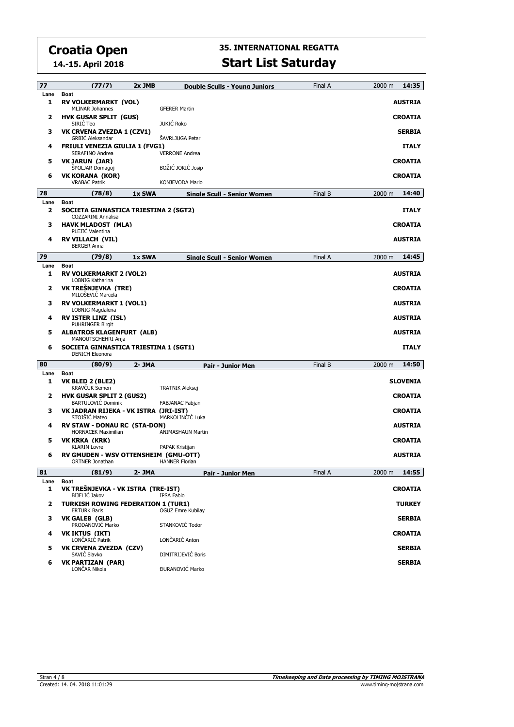# Croatia Open

**14.-15. April 2018**

## 35. INTERNATIONAL REGATTA

## Start List Saturday

### 77 (77/7) 2x JMB — Double Sculls - Young Juniors — Final A — 2000 m — 14:35

| Lane | Boat | | Country |
|---|---|---|---|
| 1 | **RV VOLKERMARKT (VOL)** | | **AUSTRIA** |
| | MLINAR Johannes | GFERER Martin | |
| 2 | **HVK GUSAR SPLIT (GUS)** | | **CROATIA** |
| | SIRIĆ Teo | JUKIĆ Roko | |
| 3 | **VK CRVENA ZVEZDA 1 (CZV1)** | | **SERBIA** |
| | GRBIĆ Aleksandar | ŠAVRLJUGA Petar | |
| 4 | **FRIULI VENEZIA GIULIA 1 (FVG1)** | | **ITALY** |
| | SERAFINO Andrea | VERRONE Andrea | |
| 5 | **VK JARUN (JAR)** | | **CROATIA** |
| | ŠPOLJAR Domagoj | BOŽIĆ JOKIĆ Josip | |
| 6 | **VK KORANA (KOR)** | | **CROATIA** |
| | VRABAC Patrik | KONJEVODA Mario | |

### 78 (78/8) 1x SWA — Single Scull - Senior Women — Final B — 2000 m — 14:40

| Lane | Boat | Country |
|---|---|---|
| 2 | **SOCIETA GINNASTICA TRIESTINA 2 (SGT2)** | **ITALY** |
| | COZZARINI Annalisa | |
| 3 | **HAVK MLADOST (MLA)** | **CROATIA** |
| | PLEJIĆ Valentina | |
| 4 | **RV VILLACH (VIL)** | **AUSTRIA** |
| | BERGER Anna | |

### 79 (79/8) 1x SWA — Single Scull - Senior Women — Final A — 2000 m — 14:45

| Lane | Boat | Country |
|---|---|---|
| 1 | **RV VOLKERMARKT 2 (VOL2)** | **AUSTRIA** |
| | LOBNIG Katharina | |
| 2 | **VK TREŠNJEVKA (TRE)** | **CROATIA** |
| | MILOŠEVIĆ Marcela | |
| 3 | **RV VOLKERMARKT 1 (VOL1)** | **AUSTRIA** |
| | LOBNIG Magdalena | |
| 4 | **RV ISTER LINZ (ISL)** | **AUSTRIA** |
| | PUHRINGER Birgit | |
| 5 | **ALBATROS KLAGENFURT (ALB)** | **AUSTRIA** |
| | MANOUTSCHEHRI Anja | |
| 6 | **SOCIETA GINNASTICA TRIESTINA 1 (SGT1)** | **ITALY** |
| | DENICH Eleonora | |

### 80 (80/9) 2- JMA — Pair - Junior Men — Final B — 2000 m — 14:50

| Lane | Boat | | Country |
|---|---|---|---|
| 1 | **VK BLED 2 (BLE2)** | | **SLOVENIA** |
| | KRAVČUK Semen | TRATNIK Aleksej | |
| 2 | **HVK GUSAR SPLIT 2 (GUS2)** | | **CROATIA** |
| | BARTULOVIĆ Dominik | FABJANAC Fabjan | |
| 3 | **VK JADRAN RIJEKA - VK ISTRA (JRI-IST)** | | **CROATIA** |
| | STOJŠIĆ Mateo | MARKOLINČIĆ Luka | |
| 4 | **RV STAW - DONAU RC (STA-DON)** | | **AUSTRIA** |
| | HORNACEK Maximilian | ANIMASHAUN Martin | |
| 5 | **VK KRKA (KRK)** | | **CROATIA** |
| | KLARIN Lovre | PAPAK Kristijan | |
| 6 | **RV GMUDEN - WSV OTTENSHEIM (GMU-OTT)** | | **AUSTRIA** |
| | ORTNER Jonathan | HANNER Florian | |

### 81 (81/9) 2- JMA — Pair - Junior Men — Final A — 2000 m — 14:55

| Lane | Boat | | Country |
|---|---|---|---|
| 1 | **VK TREŠNJEVKA - VK ISTRA (TRE-IST)** | | **CROATIA** |
| | BIJELIĆ Jakov | IPSA Fabio | |
| 2 | **TURKISH ROWING FEDERATION 1 (TUR1)** | | **TURKEY** |
| | ERTURK Baris | OGUZ Emre Kubilay | |
| 3 | **VK GALEB (GLB)** | | **SERBIA** |
| | PRODANOVIĆ Marko | STANKOVIĆ Todor | |
| 4 | **VK IKTUS (IKT)** | | **CROATIA** |
| | LONČARIĆ Patrik | LONČARIĆ Anton | |
| 5 | **VK CRVENA ZVEZDA (CZV)** | | **SERBIA** |
| | SAVIĆ Slavko | DIMITRIJEVIĆ Boris | |
| 6 | **VK PARTIZAN (PAR)** | | **SERBIA** |
| | LONČAR Nikola | ĐURANOVIĆ Marko | |

Created: 14. 04. 2018 11:01:29

*Timekeeping and Data processing by TIMING MOJSTRANA*
www.timing-mojstrana.com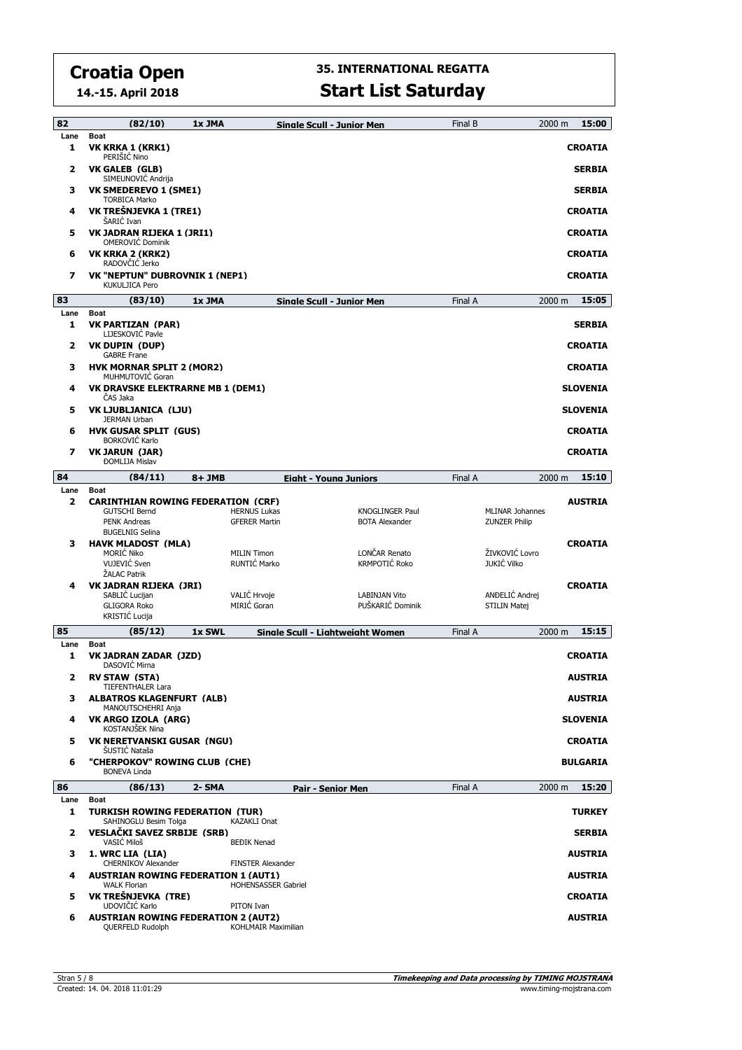# Croatia Open

**14.-15. April 2018**

## 35. INTERNATIONAL REGATTA

## Start List Saturday

### 82 (82/10) 1x JMA — Single Scull - Junior Men — Final B — 2000 m — 15:00

| Lane | Boat | Crew | Country |
|---|---|---|---|
| 1 | **VK KRKA 1 (KRK1)** | PERIŠIĆ Nino | **CROATIA** |
| 2 | **VK GALEB (GLB)** | SIMEUNOVIĆ Andrija | **SERBIA** |
| 3 | **VK SMEDEREVO 1 (SME1)** | TORBICA Marko | **SERBIA** |
| 4 | **VK TREŠNJEVKA 1 (TRE1)** | ŠARIĆ Ivan | **CROATIA** |
| 5 | **VK JADRAN RIJEKA 1 (JRI1)** | OMEROVIĆ Dominik | **CROATIA** |
| 6 | **VK KRKA 2 (KRK2)** | RADOVČIĆ Jerko | **CROATIA** |
| 7 | **VK "NEPTUN" DUBROVNIK 1 (NEP1)** | KUKULJICA Pero | **CROATIA** |

### 83 (83/10) 1x JMA — Single Scull - Junior Men — Final A — 2000 m — 15:05

| Lane | Boat | Crew | Country |
|---|---|---|---|
| 1 | **VK PARTIZAN (PAR)** | LIJESKOVIĆ Pavle | **SERBIA** |
| 2 | **VK DUPIN (DUP)** | GABRE Frane | **CROATIA** |
| 3 | **HVK MORNAR SPLIT 2 (MOR2)** | MUHMUTOVIĆ Goran | **CROATIA** |
| 4 | **VK DRAVSKE ELEKTRARNE MB 1 (DEM1)** | ČAS Jaka | **SLOVENIA** |
| 5 | **VK LJUBLJANICA (LJU)** | JERMAN Urban | **SLOVENIA** |
| 6 | **HVK GUSAR SPLIT (GUS)** | BORKOVIĆ Karlo | **CROATIA** |
| 7 | **VK JARUN (JAR)** | ĐOMLIJA Mislav | **CROATIA** |

### 84 (84/11) 8+ JMB — Eight - Young Juniors — Final A — 2000 m — 15:10

| Lane | Boat | Crew | Country |
|---|---|---|---|
| 2 | **CARINTHIAN ROWING FEDERATION (CRF)** | GUTSCHI Bernd, HERNUS Lukas, KNOGLINGER Paul, MLINAR Johannes, PENK Andreas, GFERER Martin, BOTA Alexander, ZUNZER Philip, BUGELNIG Selina | **AUSTRIA** |
| 3 | **HAVK MLADOST (MLA)** | MORIĆ Niko, MILIN Timon, LONČAR Renato, ŽIVKOVIĆ Lovro, VUJEVIĆ Sven, RUNTIĆ Marko, KRMPOTIĆ Roko, JUKIĆ Vilko, ŽALAC Patrik | **CROATIA** |
| 4 | **VK JADRAN RIJEKA (JRI)** | SABLIĆ Lucijan, VALIĆ Hrvoje, LABINJAN Vito, ANĐELIĆ Andrej, GLIGORA Roko, MIRIĆ Goran, PUŠKARIĆ Dominik, STILIN Matej, KRISTIĆ Lucija | **CROATIA** |

### 85 (85/12) 1x SWL — Single Scull - Lightweight Women — Final A — 2000 m — 15:15

| Lane | Boat | Crew | Country |
|---|---|---|---|
| 1 | **VK JADRAN ZADAR (JZD)** | DASOVIĆ Mirna | **CROATIA** |
| 2 | **RV STAW (STA)** | TIEFENTHALER Lara | **AUSTRIA** |
| 3 | **ALBATROS KLAGENFURT (ALB)** | MANOUTSCHEHRI Anja | **AUSTRIA** |
| 4 | **VK ARGO IZOLA (ARG)** | KOSTANJŠEK Nina | **SLOVENIA** |
| 5 | **VK NERETVANSKI GUSAR (NGU)** | ŠUSTIĆ Nataša | **CROATIA** |
| 6 | **"CHERPOKOV" ROWING CLUB (CHE)** | BONEVA Linda | **BULGARIA** |

### 86 (86/13) 2- SMA — Pair - Senior Men — Final A — 2000 m — 15:20

| Lane | Boat | Crew | Country |
|---|---|---|---|
| 1 | **TURKISH ROWING FEDERATION (TUR)** | SAHINOGLU Besim Tolga, KAZAKLI Onat | **TURKEY** |
| 2 | **VESLAČKI SAVEZ SRBIJE (SRB)** | VASIĆ Miloš, BEĐIK Nenad | **SERBIA** |
| 3 | **1. WRC LIA (LIA)** | CHERNIKOV Alexander, FINSTER Alexander | **AUSTRIA** |
| 4 | **AUSTRIAN ROWING FEDERATION 1 (AUT1)** | WALK Florian, HOHENSASSER Gabriel | **AUSTRIA** |
| 5 | **VK TREŠNJEVKA (TRE)** | UDOVIČIĆ Karlo, PITON Ivan | **CROATIA** |
| 6 | **AUSTRIAN ROWING FEDERATION 2 (AUT2)** | QUERFELD Rudolph, KOHLMAIR Maximilian | **AUSTRIA** |

Created: 14. 04. 2018 11:01:29

**Timekeeping and Data processing by TIMING MOJSTRANA**
www.timing-mojstrana.com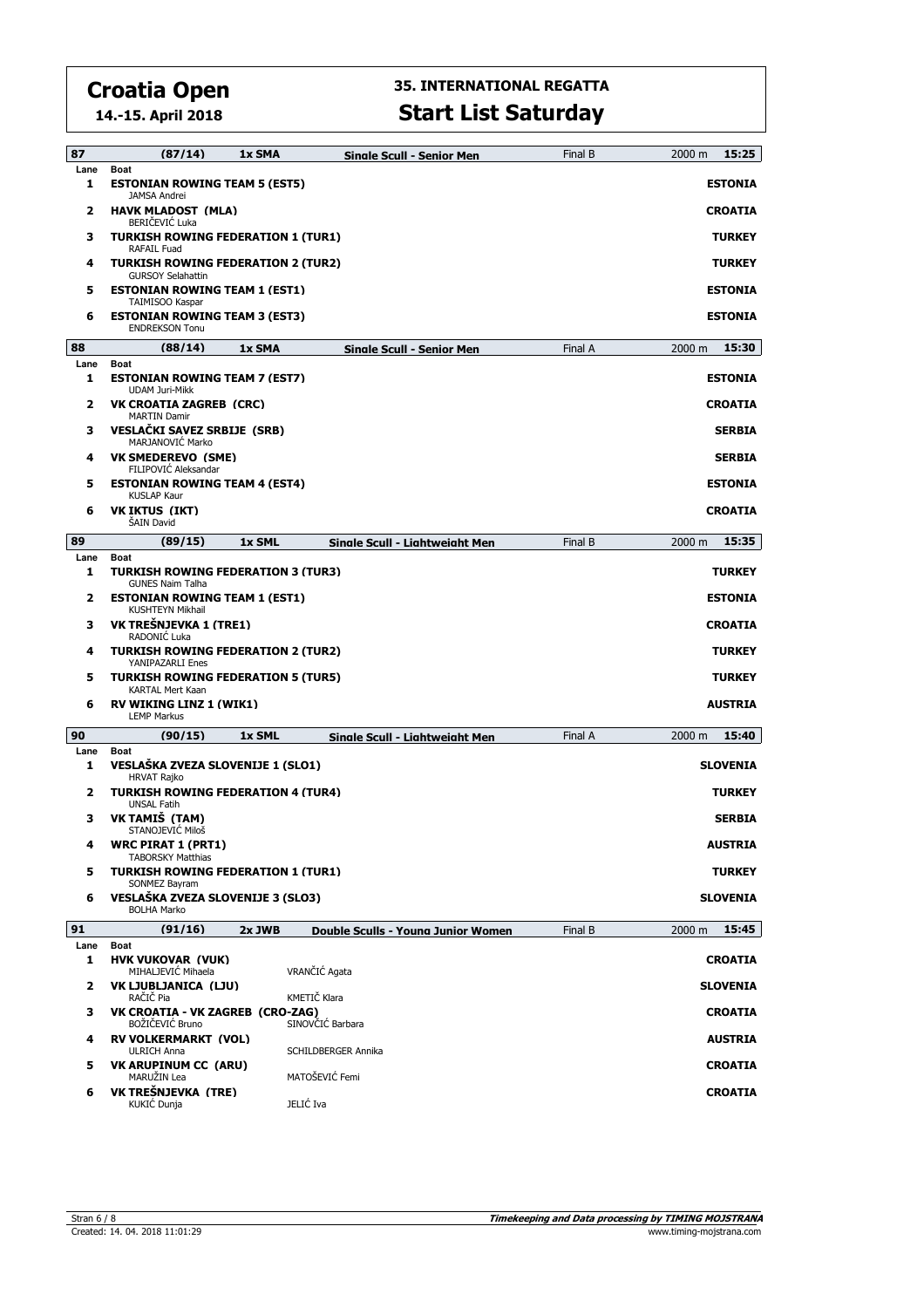# Croatia Open

**14.-15. April 2018**

## 35. INTERNATIONAL REGATTA

# Start List Saturday

### 87 | (87/14) | 1x SMA | Single Scull - Senior Men | Final B | 2000 m | 15:25

| Lane | Boat | |
|---|---|---|
| 1 | **ESTONIAN ROWING TEAM 5 (EST5)**<br>JAMSA Andrei | **ESTONIA** |
| 2 | **HAVK MLADOST (MLA)**<br>BERIČEVIĆ Luka | **CROATIA** |
| 3 | **TURKISH ROWING FEDERATION 1 (TUR1)**<br>RAFAIL Fuad | **TURKEY** |
| 4 | **TURKISH ROWING FEDERATION 2 (TUR2)**<br>GURSOY Selahattin | **TURKEY** |
| 5 | **ESTONIAN ROWING TEAM 1 (EST1)**<br>TAIMISOO Kaspar | **ESTONIA** |
| 6 | **ESTONIAN ROWING TEAM 3 (EST3)**<br>ENDREKSON Tonu | **ESTONIA** |

### 88 | (88/14) | 1x SMA | Single Scull - Senior Men | Final A | 2000 m | 15:30

| Lane | Boat | |
|---|---|---|
| 1 | **ESTONIAN ROWING TEAM 7 (EST7)**<br>UDAM Juri-Mikk | **ESTONIA** |
| 2 | **VK CROATIA ZAGREB (CRC)**<br>MARTIN Damir | **CROATIA** |
| 3 | **VESLAČKI SAVEZ SRBIJE (SRB)**<br>MARJANOVIĆ Marko | **SERBIA** |
| 4 | **VK SMEDEREVO (SME)**<br>FILIPOVIĆ Aleksandar | **SERBIA** |
| 5 | **ESTONIAN ROWING TEAM 4 (EST4)**<br>KUSLAP Kaur | **ESTONIA** |
| 6 | **VK IKTUS (IKT)**<br>ŠAIN David | **CROATIA** |

### 89 | (89/15) | 1x SML | Single Scull - Lightweight Men | Final B | 2000 m | 15:35

| Lane | Boat | |
|---|---|---|
| 1 | **TURKISH ROWING FEDERATION 3 (TUR3)**<br>GUNES Naim Talha | **TURKEY** |
| 2 | **ESTONIAN ROWING TEAM 1 (EST1)**<br>KUSHTEYN Mikhail | **ESTONIA** |
| 3 | **VK TREŠNJEVKA 1 (TRE1)**<br>RADONIĆ Luka | **CROATIA** |
| 4 | **TURKISH ROWING FEDERATION 2 (TUR2)**<br>YANIPAZARLI Enes | **TURKEY** |
| 5 | **TURKISH ROWING FEDERATION 5 (TUR5)**<br>KARTAL Mert Kaan | **TURKEY** |
| 6 | **RV WIKING LINZ 1 (WIK1)**<br>LEMP Markus | **AUSTRIA** |

### 90 | (90/15) | 1x SML | Single Scull - Lightweight Men | Final A | 2000 m | 15:40

| Lane | Boat | |
|---|---|---|
| 1 | **VESLAŠKA ZVEZA SLOVENIJE 1 (SLO1)**<br>HRVAT Rajko | **SLOVENIA** |
| 2 | **TURKISH ROWING FEDERATION 4 (TUR4)**<br>UNSAL Fatih | **TURKEY** |
| 3 | **VK TAMIŠ (TAM)**<br>STANOJEVIĆ Miloš | **SERBIA** |
| 4 | **WRC PIRAT 1 (PRT1)**<br>TABORSKY Matthias | **AUSTRIA** |
| 5 | **TURKISH ROWING FEDERATION 1 (TUR1)**<br>SONMEZ Bayram | **TURKEY** |
| 6 | **VESLAŠKA ZVEZA SLOVENIJE 3 (SLO3)**<br>BOLHA Marko | **SLOVENIA** |

### 91 | (91/16) | 2x JWB | Double Sculls - Young Junior Women | Final B | 2000 m | 15:45

| Lane | Boat | | |
|---|---|---|---|
| 1 | **HVK VUKOVAR (VUK)**<br>MIHALJEVIĆ Mihaela | VRANČIĆ Agata | **CROATIA** |
| 2 | **VK LJUBLJANICA (LJU)**<br>RAČIČ Pia | KMETIČ Klara | **SLOVENIA** |
| 3 | **VK CROATIA - VK ZAGREB (CRO-ZAG)**<br>BOŽIČEVIĆ Bruno | SINOVČIĆ Barbara | **CROATIA** |
| 4 | **RV VOLKERMARKT (VOL)**<br>ULRICH Anna | SCHILDBERGER Annika | **AUSTRIA** |
| 5 | **VK ARUPINUM CC (ARU)**<br>MARUŽIN Lea | MATOŠEVIĆ Femi | **CROATIA** |
| 6 | **VK TREŠNJEVKA (TRE)**<br>KUKIĆ Dunja | JELIĆ Iva | **CROATIA** |

Created: 14. 04. 2018 11:01:29

*Timekeeping and Data processing by TIMING MOJSTRANA*
www.timing-mojstrana.com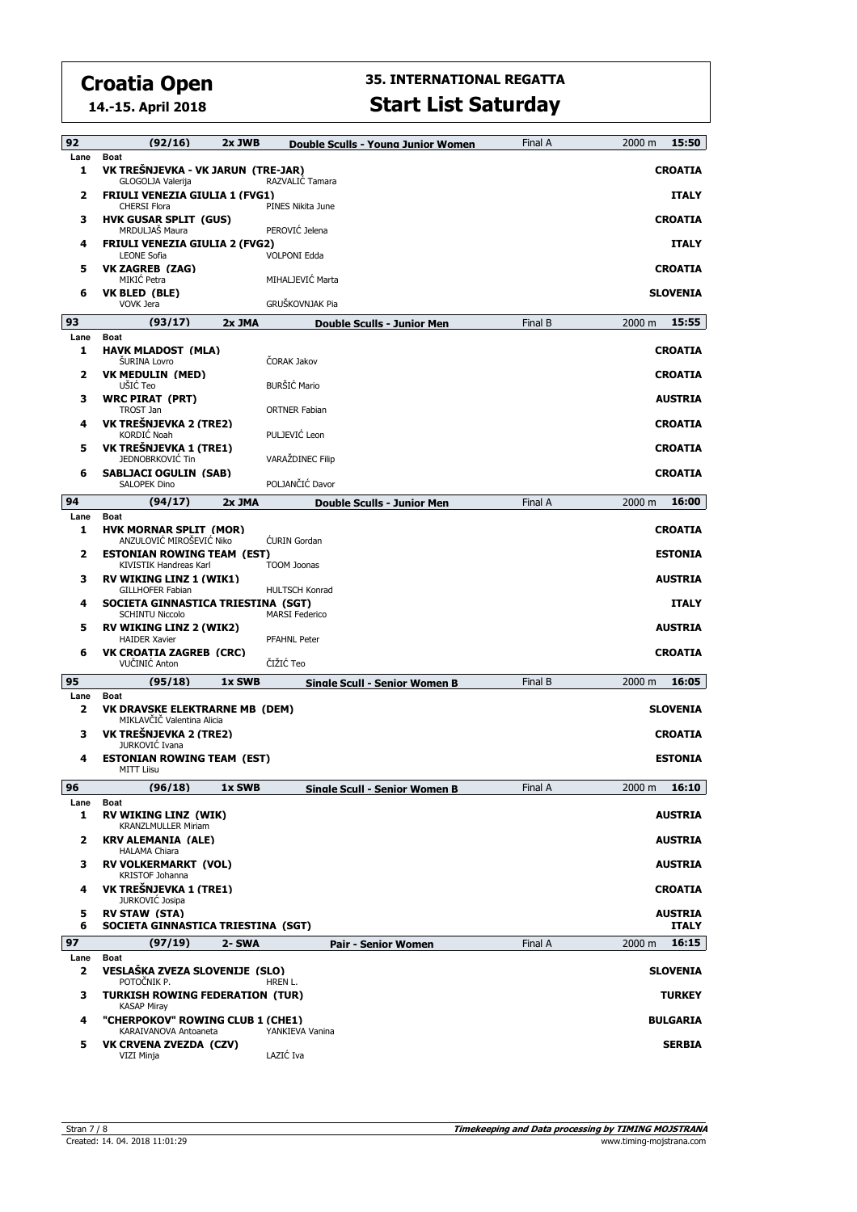# Croatia Open

**14.-15. April 2018**

## 35. INTERNATIONAL REGATTA

## Start List Saturday

| 92 | (92/16) | 2x JWB | Double Sculls - Young Junior Women | Final A | 2000 m | 15:50 |
|---|---|---|---|---|---|---|
| Lane | Boat | | | | | |
| 1 | **VK TREŠNJEVKA - VK JARUN (TRE-JAR)** GLOGOLJA Valerija | | RAZVALIĆ Tamara | | | **CROATIA** |
| 2 | **FRIULI VENEZIA GIULIA 1 (FVG1)** CHERSI Flora | | PINES Nikita June | | | **ITALY** |
| 3 | **HVK GUSAR SPLIT (GUS)** MRDULJAŠ Maura | | PEROVIĆ Jelena | | | **CROATIA** |
| 4 | **FRIULI VENEZIA GIULIA 2 (FVG2)** LEONE Sofia | | VOLPONI Edda | | | **ITALY** |
| 5 | **VK ZAGREB (ZAG)** MIKIĆ Petra | | MIHALJEVIĆ Marta | | | **CROATIA** |
| 6 | **VK BLED (BLE)** VOVK Jera | | GRUŠKOVNJAK Pia | | | **SLOVENIA** |

| 93 | (93/17) | 2x JMA | Double Sculls - Junior Men | Final B | 2000 m | 15:55 |
|---|---|---|---|---|---|---|
| Lane | Boat | | | | | |
| 1 | **HAVK MLADOST (MLA)** ŠURINA Lovro | | ČORAK Jakov | | | **CROATIA** |
| 2 | **VK MEDULIN (MED)** UŠIĆ Teo | | BURŠIĆ Mario | | | **CROATIA** |
| 3 | **WRC PIRAT (PRT)** TROST Jan | | ORTNER Fabian | | | **AUSTRIA** |
| 4 | **VK TREŠNJEVKA 2 (TRE2)** KORDIĆ Noah | | PULJEVIĆ Leon | | | **CROATIA** |
| 5 | **VK TREŠNJEVKA 1 (TRE1)** JEDNOBRKOVIĆ Tin | | VARAŽDINEC Filip | | | **CROATIA** |
| 6 | **SABLJACI OGULIN (SAB)** SALOPEK Dino | | POLJANČIĆ Davor | | | **CROATIA** |

| 94 | (94/17) | 2x JMA | Double Sculls - Junior Men | Final A | 2000 m | 16:00 |
|---|---|---|---|---|---|---|
| Lane | Boat | | | | | |
| 1 | **HVK MORNAR SPLIT (MOR)** ANZULOVIĆ MIROŠEVIĆ Niko | | ĆURIN Gordan | | | **CROATIA** |
| 2 | **ESTONIAN ROWING TEAM (EST)** KIVISTIK Handreas Karl | | TOOM Joonas | | | **ESTONIA** |
| 3 | **RV WIKING LINZ 1 (WIK1)** GILLHOFER Fabian | | HULTSCH Konrad | | | **AUSTRIA** |
| 4 | **SOCIETA GINNASTICA TRIESTINA (SGT)** SCHINTU Niccolo | | MARSI Federico | | | **ITALY** |
| 5 | **RV WIKING LINZ 2 (WIK2)** HAIDER Xavier | | PFAHNL Peter | | | **AUSTRIA** |
| 6 | **VK CROATIA ZAGREB (CRC)** VUČINIĆ Anton | | ČIŽIĆ Teo | | | **CROATIA** |

| 95 | (95/18) | 1x SWB | Single Scull - Senior Women B | Final B | 2000 m | 16:05 |
|---|---|---|---|---|---|---|
| Lane | Boat | | | | | |
| 2 | **VK DRAVSKE ELEKTRARNE MB (DEM)** MIKLAVČIČ Valentina Alicia | | | | | **SLOVENIA** |
| 3 | **VK TREŠNJEVKA 2 (TRE2)** JURKOVIĆ Ivana | | | | | **CROATIA** |
| 4 | **ESTONIAN ROWING TEAM (EST)** MITT Liisu | | | | | **ESTONIA** |

| 96 | (96/18) | 1x SWB | Single Scull - Senior Women B | Final A | 2000 m | 16:10 |
|---|---|---|---|---|---|---|
| Lane | Boat | | | | | |
| 1 | **RV WIKING LINZ (WIK)** KRANZLMULLER Miriam | | | | | **AUSTRIA** |
| 2 | **KRV ALEMANIA (ALE)** HALAMA Chiara | | | | | **AUSTRIA** |
| 3 | **RV VOLKERMARKT (VOL)** KRISTOF Johanna | | | | | **AUSTRIA** |
| 4 | **VK TREŠNJEVKA 1 (TRE1)** JURKOVIĆ Josipa | | | | | **CROATIA** |
| 5 | **RV STAW (STA)** | | | | | **AUSTRIA** |
| 6 | **SOCIETA GINNASTICA TRIESTINA (SGT)** | | | | | **ITALY** |

| 97 | (97/19) | 2- SWA | Pair - Senior Women | Final A | 2000 m | 16:15 |
|---|---|---|---|---|---|---|
| Lane | Boat | | | | | |
| 2 | **VESLAŠKA ZVEZA SLOVENIJE (SLO)** POTOČNIK P. | | HREN L. | | | **SLOVENIA** |
| 3 | **TURKISH ROWING FEDERATION (TUR)** KASAP Miray | | | | | **TURKEY** |
| 4 | **"CHERPOKOV" ROWING CLUB 1 (CHE1)** KARAIVANOVA Antoaneta | | YANKIEVA Vanina | | | **BULGARIA** |
| 5 | **VK CRVENA ZVEZDA (CZV)** VIZI Minja | | LAZIĆ Iva | | | **SERBIA** |

Created: 14. 04. 2018 11:01:29

*Timekeeping and Data processing by TIMING MOJSTRANA*
www.timing-mojstrana.com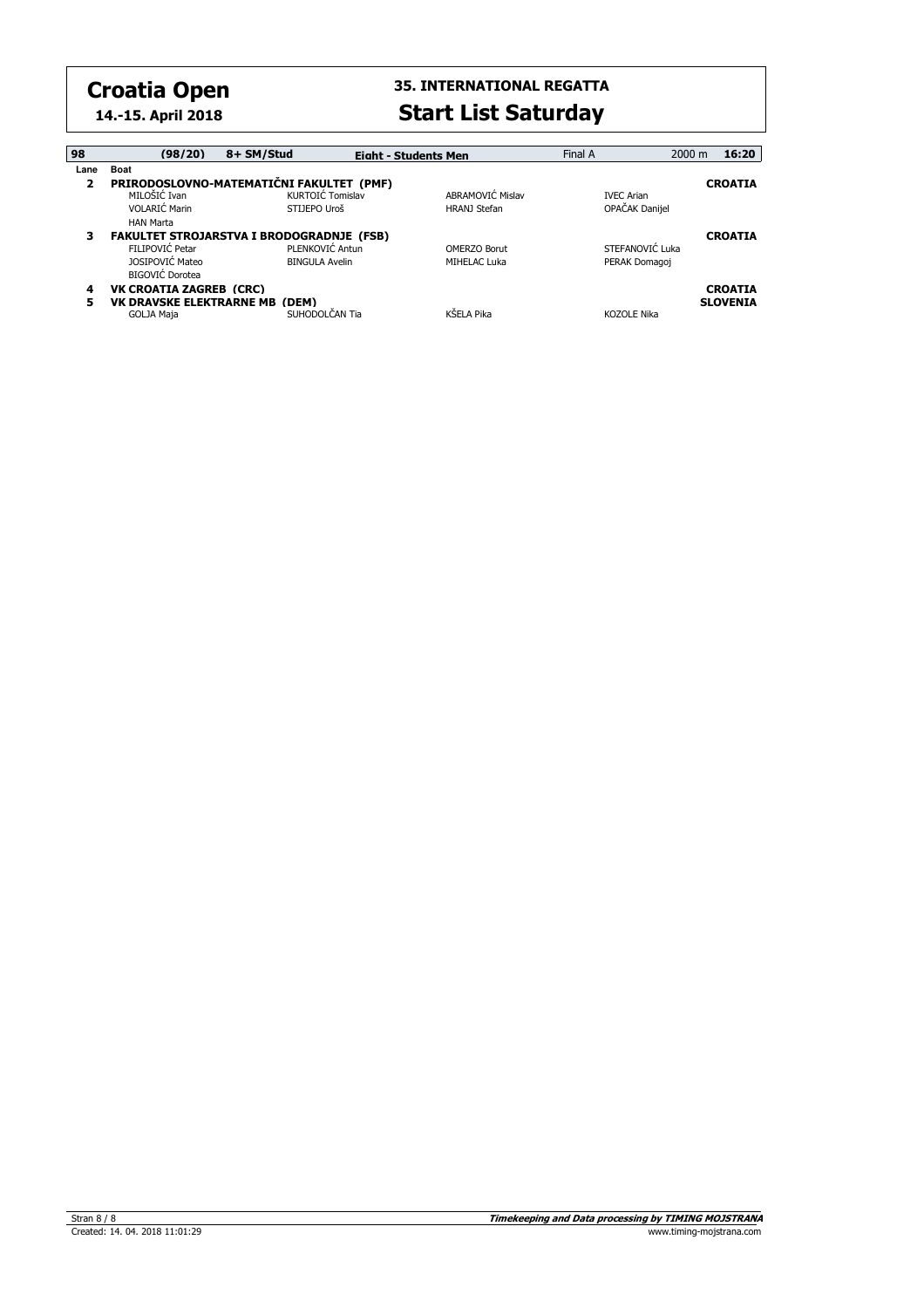# Croatia Open

**14.-15. April 2018**

## 35. INTERNATIONAL REGATTA

## Start List Saturday

| 98 | (98/20) | 8+ SM/Stud | Eight - Students Men | Final A | 2000 m | 16:20 |
|---|---|---|---|---|---|---|

| Lane | Boat | | | | |
|---|---|---|---|---|---|
| 2 | **PRIRODOSLOVNO-MATEMATIČNI FAKULTET (PMF)** | | | | **CROATIA** |
| | MILOŠIĆ Ivan | KURTOIĆ Tomislav | ABRAMOVIĆ Mislav | IVEC Arian | |
| | VOLARIĆ Marin | STIJEPO Uroš | HRANJ Stefan | OPAČAK Danijel | |
| | HAN Marta | | | | |
| 3 | **FAKULTET STROJARSTVA I BRODOGRADNJE (FSB)** | | | | **CROATIA** |
| | FILIPOVIĆ Petar | PLENKOVIĆ Antun | OMERZO Borut | STEFANOVIĆ Luka | |
| | JOSIPOVIĆ Mateo | BINGULA Avelin | MIHELAC Luka | PERAK Domagoj | |
| | BIGOVIĆ Dorotea | | | | |
| 4 | **VK CROATIA ZAGREB (CRC)** | | | | **CROATIA** |
| 5 | **VK DRAVSKE ELEKTRARNE MB (DEM)** | | | | **SLOVENIA** |
| | GOLJA Maja | SUHODOLČAN Tia | KŠELA Pika | KOZOLE Nika | |

Created: 14. 04. 2018 11:01:29

*Timekeeping and Data processing by TIMING MOJSTRANA*
www.timing-mojstrana.com